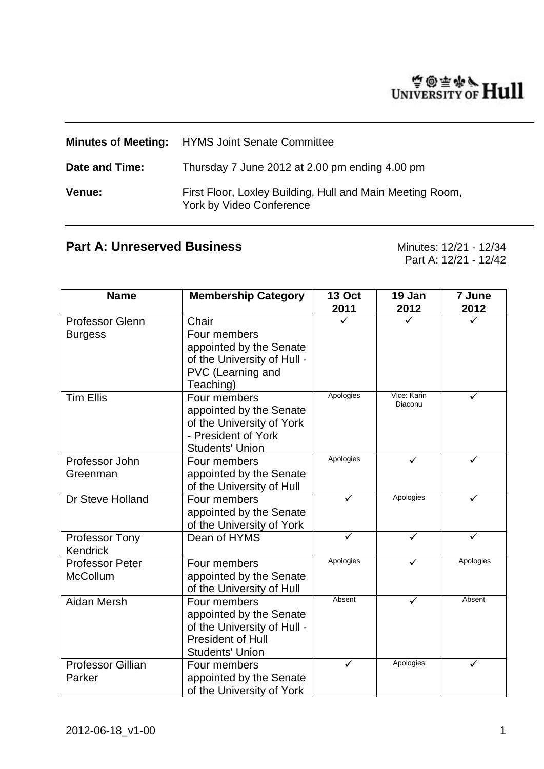UNIVERSITY OF Hull

**Minutes of Meeting:** HYMS Joint Senate Committee

**Date and Time:** Thursday 7 June 2012 at 2.00 pm ending 4.00 pm

**Venue:** First Floor, Loxley Building, Hull and Main Meeting Room, York by Video Conference

## Part A: Unreserved Business

Minutes: 12/21 - 12/34
Part A: 12/21 - 12/42

| Name | Membership Category | 13 Oct 2011 | 19 Jan 2012 | 7 June 2012 |
|---|---|---|---|---|
| Professor Glenn Burgess | Chair<br>Four members appointed by the Senate of the University of Hull - PVC (Learning and Teaching) | ✓ | ✓ | ✓ |
| Tim Ellis | Four members appointed by the Senate of the University of York - President of York Students' Union | Apologies | Vice: Karin Diaconu | ✓ |
| Professor John Greenman | Four members appointed by the Senate of the University of Hull | Apologies | ✓ | ✓ |
| Dr Steve Holland | Four members appointed by the Senate of the University of York | ✓ | Apologies | ✓ |
| Professor Tony Kendrick | Dean of HYMS | ✓ | ✓ | ✓ |
| Professor Peter McCollum | Four members appointed by the Senate of the University of Hull | Apologies | ✓ | Apologies |
| Aidan Mersh | Four members appointed by the Senate of the University of Hull - President of Hull Students' Union | Absent | ✓ | Absent |
| Professor Gillian Parker | Four members appointed by the Senate of the University of York | ✓ | Apologies | ✓ |

2012-06-18_v1-00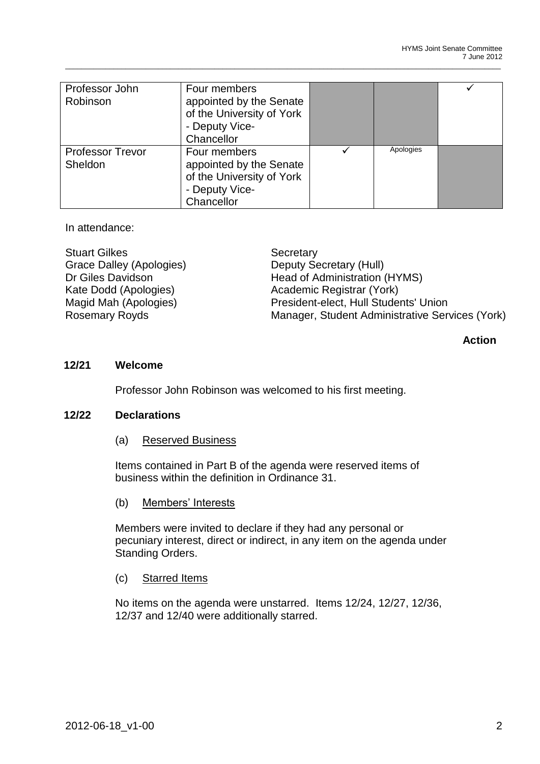| | | | | |
|---|---|---|---|---|
| Professor John Robinson | Four members appointed by the Senate of the University of York - Deputy Vice-Chancellor | | | ✓ |
| Professor Trevor Sheldon | Four members appointed by the Senate of the University of York - Deputy Vice-Chancellor | ✓ | Apologies | |

In attendance:

| | |
|---|---|
| Stuart Gilkes | Secretary |
| Grace Dalley (Apologies) | Deputy Secretary (Hull) |
| Dr Giles Davidson | Head of Administration (HYMS) |
| Kate Dodd (Apologies) | Academic Registrar (York) |
| Magid Mah (Apologies) | President-elect, Hull Students' Union |
| Rosemary Royds | Manager, Student Administrative Services (York) |

**Action**

**12/21 Welcome**

Professor John Robinson was welcomed to his first meeting.

**12/22 Declarations**

(a) Reserved Business

Items contained in Part B of the agenda were reserved items of business within the definition in Ordinance 31.

(b) Members' Interests

Members were invited to declare if they had any personal or pecuniary interest, direct or indirect, in any item on the agenda under Standing Orders.

(c) Starred Items

No items on the agenda were unstarred. Items 12/24, 12/27, 12/36, 12/37 and 12/40 were additionally starred.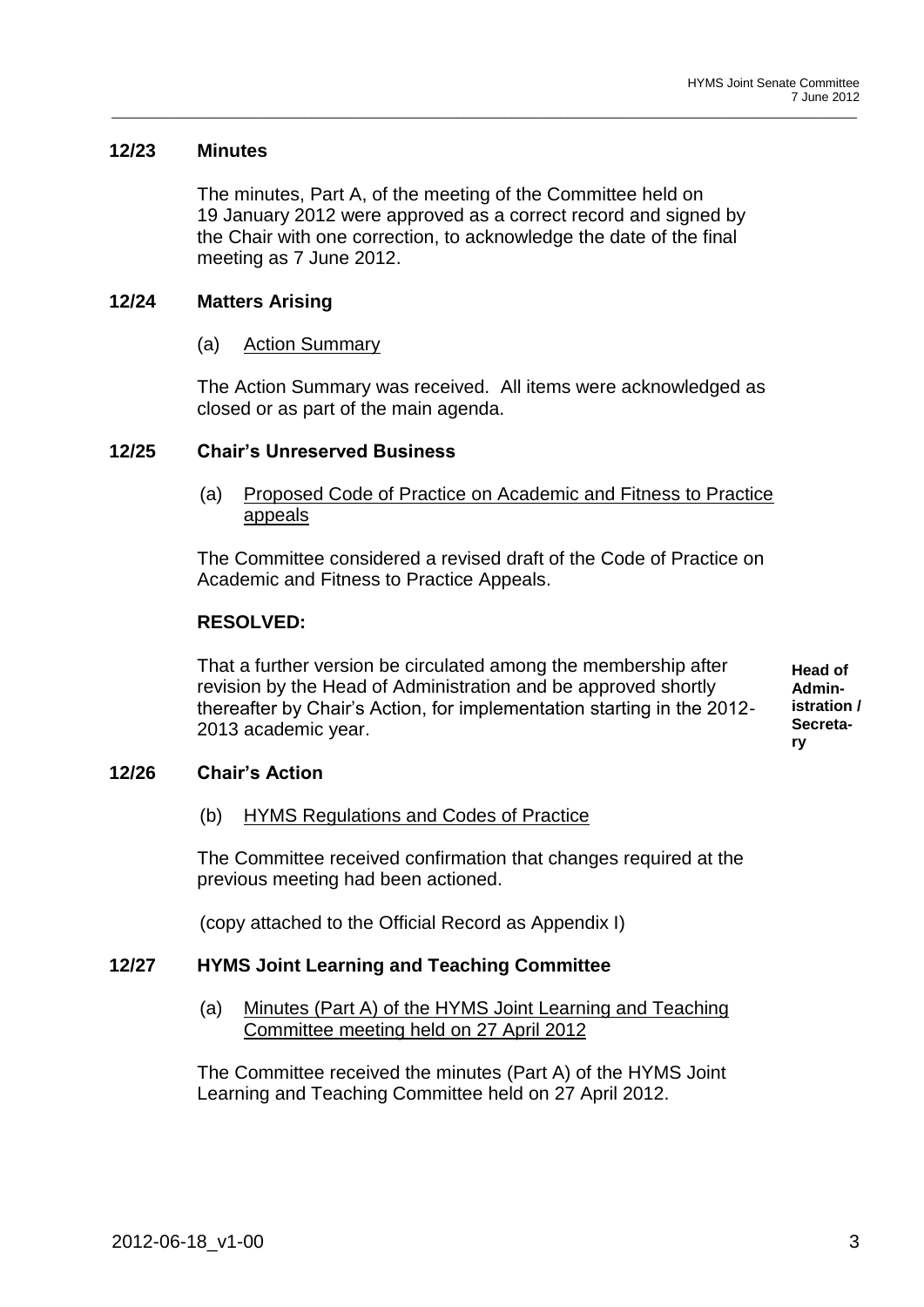## 12/23 Minutes

The minutes, Part A, of the meeting of the Committee held on 19 January 2012 were approved as a correct record and signed by the Chair with one correction, to acknowledge the date of the final meeting as 7 June 2012.

## 12/24 Matters Arising

(a) Action Summary

The Action Summary was received. All items were acknowledged as closed or as part of the main agenda.

## 12/25 Chair's Unreserved Business

(a) Proposed Code of Practice on Academic and Fitness to Practice appeals

The Committee considered a revised draft of the Code of Practice on Academic and Fitness to Practice Appeals.

**RESOLVED:**

That a further version be circulated among the membership after revision by the Head of Administration and be approved shortly thereafter by Chair's Action, for implementation starting in the 2012-2013 academic year.

**Head of Administration / Secretary**

## 12/26 Chair's Action

(b) HYMS Regulations and Codes of Practice

The Committee received confirmation that changes required at the previous meeting had been actioned.

(copy attached to the Official Record as Appendix I)

## 12/27 HYMS Joint Learning and Teaching Committee

(a) Minutes (Part A) of the HYMS Joint Learning and Teaching Committee meeting held on 27 April 2012

The Committee received the minutes (Part A) of the HYMS Joint Learning and Teaching Committee held on 27 April 2012.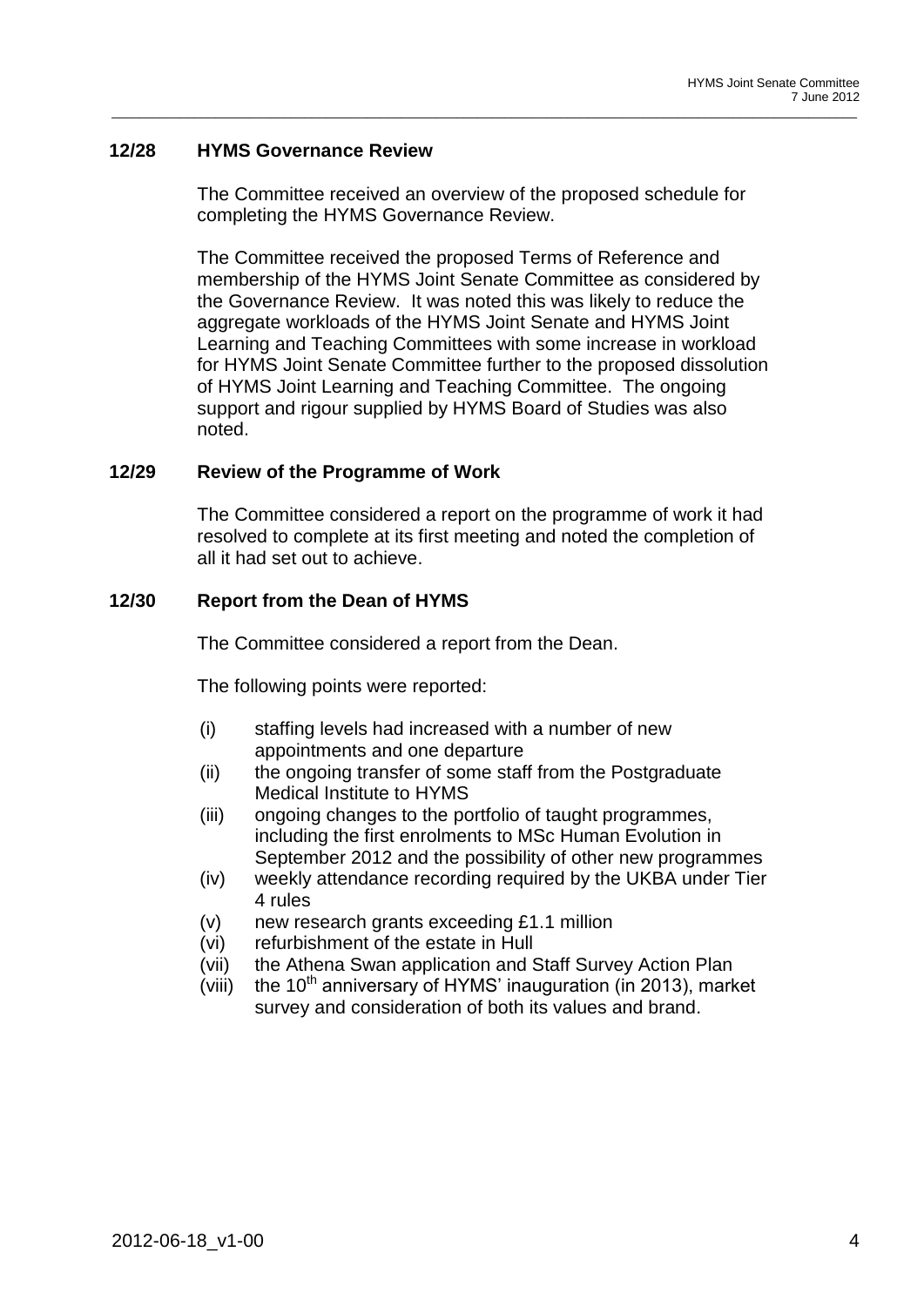### 12/28 HYMS Governance Review

The Committee received an overview of the proposed schedule for completing the HYMS Governance Review.

The Committee received the proposed Terms of Reference and membership of the HYMS Joint Senate Committee as considered by the Governance Review. It was noted this was likely to reduce the aggregate workloads of the HYMS Joint Senate and HYMS Joint Learning and Teaching Committees with some increase in workload for HYMS Joint Senate Committee further to the proposed dissolution of HYMS Joint Learning and Teaching Committee. The ongoing support and rigour supplied by HYMS Board of Studies was also noted.

### 12/29 Review of the Programme of Work

The Committee considered a report on the programme of work it had resolved to complete at its first meeting and noted the completion of all it had set out to achieve.

### 12/30 Report from the Dean of HYMS

The Committee considered a report from the Dean.

The following points were reported:

- (i) staffing levels had increased with a number of new appointments and one departure
- (ii) the ongoing transfer of some staff from the Postgraduate Medical Institute to HYMS
- (iii) ongoing changes to the portfolio of taught programmes, including the first enrolments to MSc Human Evolution in September 2012 and the possibility of other new programmes
- (iv) weekly attendance recording required by the UKBA under Tier 4 rules
- (v) new research grants exceeding £1.1 million
- (vi) refurbishment of the estate in Hull
- (vii) the Athena Swan application and Staff Survey Action Plan
- (viii) the 10th anniversary of HYMS' inauguration (in 2013), market survey and consideration of both its values and brand.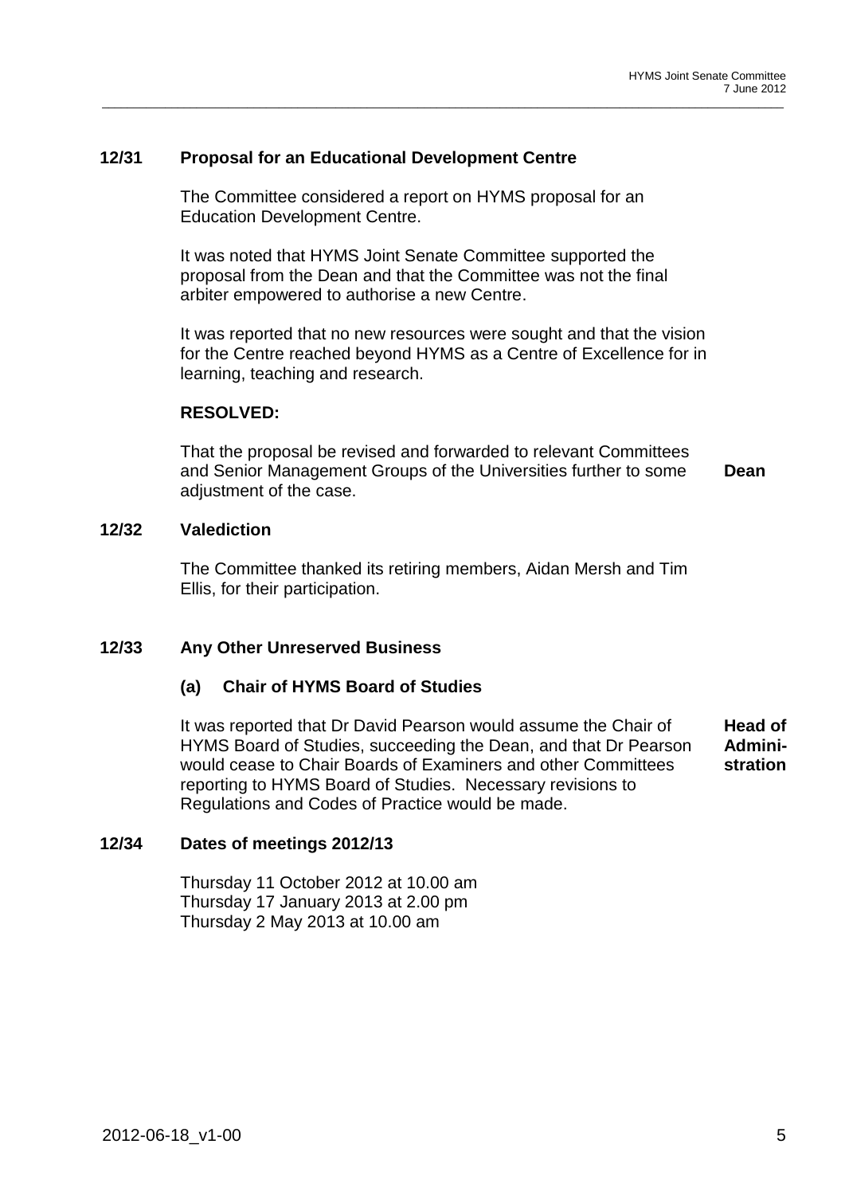## 12/31 Proposal for an Educational Development Centre

The Committee considered a report on HYMS proposal for an Education Development Centre.

It was noted that HYMS Joint Senate Committee supported the proposal from the Dean and that the Committee was not the final arbiter empowered to authorise a new Centre.

It was reported that no new resources were sought and that the vision for the Centre reached beyond HYMS as a Centre of Excellence for in learning, teaching and research.

**RESOLVED:**

That the proposal be revised and forwarded to relevant Committees and Senior Management Groups of the Universities further to some adjustment of the case. **Dean**

## 12/32 Valediction

The Committee thanked its retiring members, Aidan Mersh and Tim Ellis, for their participation.

## 12/33 Any Other Unreserved Business

### (a) Chair of HYMS Board of Studies

It was reported that Dr David Pearson would assume the Chair of HYMS Board of Studies, succeeding the Dean, and that Dr Pearson would cease to Chair Boards of Examiners and other Committees reporting to HYMS Board of Studies. Necessary revisions to Regulations and Codes of Practice would be made. **Head of Administration**

## 12/34 Dates of meetings 2012/13

Thursday 11 October 2012 at 10.00 am
Thursday 17 January 2013 at 2.00 pm
Thursday 2 May 2013 at 10.00 am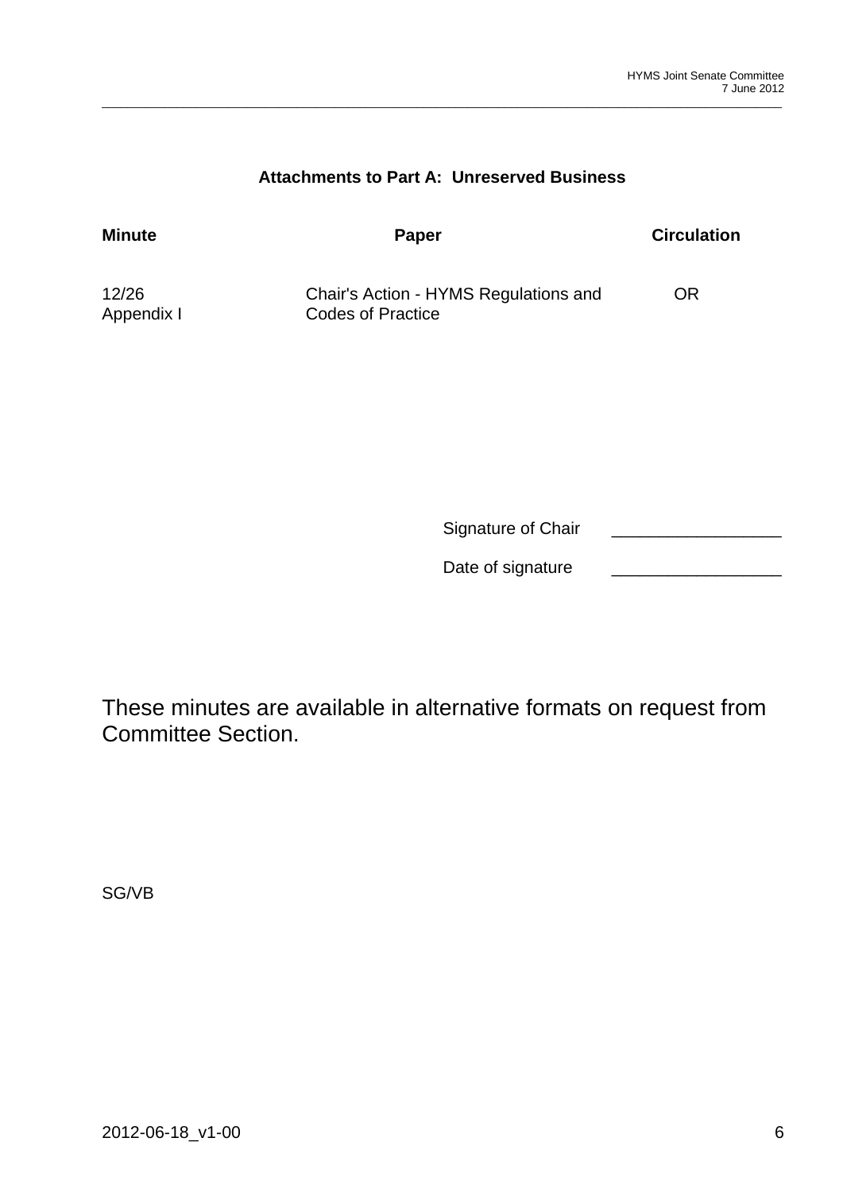**Attachments to Part A: Unreserved Business**

| Minute | Paper | Circulation |
|---|---|---|
| 12/26 Appendix I | Chair's Action - HYMS Regulations and Codes of Practice | OR |

Signature of Chair __________________

Date of signature __________________

These minutes are available in alternative formats on request from Committee Section.

SG/VB

2012-06-18_v1-00